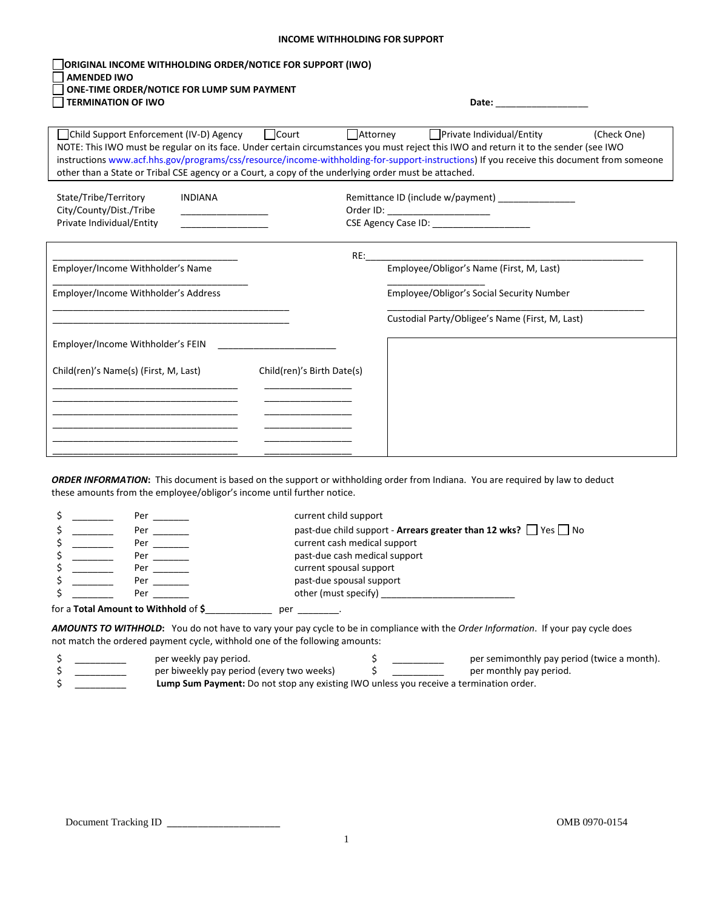**INCOME WITHHOLDING FOR SUPPORT**

☐ **ORIGINAL INCOME WITHHOLDING ORDER/NOTICE FOR SUPPORT (IWO)**
☐ **AMENDED IWO**
☐ **ONE-TIME ORDER/NOTICE FOR LUMP SUM PAYMENT**
☐ **TERMINATION OF IWO**

**Date:** __________________

☐ Child Support Enforcement (IV-D) Agency ☐ Court ☐ Attorney ☐ Private Individual/Entity (Check One)

NOTE: This IWO must be regular on its face. Under certain circumstances you must reject this IWO and return it to the sender (see IWO instructions www.acf.hhs.gov/programs/css/resource/income-withholding-for-support-instructions) If you receive this document from someone other than a State or Tribal CSE agency or a Court, a copy of the underlying order must be attached.

State/Tribe/Territory INDIANA
City/County/Dist./Tribe _________________
Private Individual/Entity _________________

Remittance ID (include w/payment) _______________
Order ID: ____________________
CSE Agency Case ID: ___________________

____________________________________
Employer/Income Withholder's Name

____________________________________
Employer/Income Withholder's Address

______________________________________________
______________________________________________

Employer/Income Withholder's FEIN ______________________

RE: ______________________________________________
Employee/Obligor's Name (First, M, Last)

___________________
Employee/Obligor's Social Security Number

______________________________________________
Custodial Party/Obligee's Name (First, M, Last)

| Child(ren)'s Name(s) (First, M, Last) | Child(ren)'s Birth Date(s) |
|---|---|
| ____________________________________ | _________________ |
| ____________________________________ | _________________ |
| ____________________________________ | _________________ |
| ____________________________________ | _________________ |
| ____________________________________ | _________________ |
| ____________________________________ | _________________ |

***ORDER INFORMATION*:** This document is based on the support or withholding order from Indiana. You are required by law to deduct these amounts from the employee/obligor's income until further notice.

| | | |
|---|---|---|
| $ ________ | Per _______ | current child support |
| $ ________ | Per _______ | past-due child support - **Arrears greater than 12 wks?** ☐ Yes ☐ No |
| $ ________ | Per _______ | current cash medical support |
| $ ________ | Per _______ | past-due cash medical support |
| $ ________ | Per _______ | current spousal support |
| $ ________ | Per _______ | past-due spousal support |
| $ ________ | Per _______ | other (must specify) __________________________ |

for a **Total Amount to Withhold** of **$**_____________ per ________.

***AMOUNTS TO WITHHOLD*:** You do not have to vary your pay cycle to be in compliance with the *Order Information*. If your pay cycle does not match the ordered payment cycle, withhold one of the following amounts:

| | | | |
|---|---|---|---|
| $ __________ | per weekly pay period. | $ __________ | per semimonthly pay period (twice a month). |
| $ __________ | per biweekly pay period (every two weeks) | $ __________ | per monthly pay period. |
| $ __________ | **Lump Sum Payment:** Do not stop any existing IWO unless you receive a termination order. | | |

Document Tracking ID _____________________

OMB 0970-0154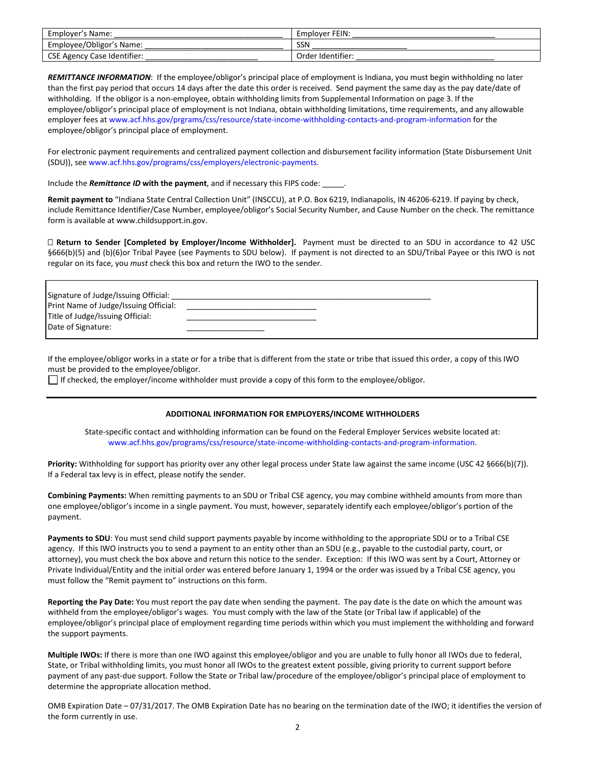| | |
|---|---|
| Employer's Name: ___________________________________ | Employer FEIN: _________________________________ |
| Employee/Obligor's Name: ____________________________ | SSN ______________________ |
| CSE Agency Case Identifier: __________________________ | Order Identifier: ________________________________ |

***REMITTANCE INFORMATION***: If the employee/obligor's principal place of employment is Indiana, you must begin withholding no later than the first pay period that occurs 14 days after the date this order is received. Send payment the same day as the pay date/date of withholding. If the obligor is a non-employee, obtain withholding limits from Supplemental Information on page 3. If the employee/obligor's principal place of employment is not Indiana, obtain withholding limitations, time requirements, and any allowable employer fees at www.acf.hhs.gov/prgrams/css/resource/state-income-withholding-contacts-and-program-information for the employee/obligor's principal place of employment.

For electronic payment requirements and centralized payment collection and disbursement facility information (State Disbursement Unit (SDU)), see www.acf.hhs.gov/programs/css/employers/electronic-payments.

Include the ***Remittance ID*** **with the payment**, and if necessary this FIPS code: _____.

**Remit payment to** "Indiana State Central Collection Unit" (INSCCU), at P.O. Box 6219, Indianapolis, IN 46206-6219. If paying by check, include Remittance Identifier/Case Number, employee/obligor's Social Security Number, and Cause Number on the check. The remittance form is available at www.childsupport.in.gov.

☐ **Return to Sender [Completed by Employer/Income Withholder].** Payment must be directed to an SDU in accordance to 42 USC §666(b)(5) and (b)(6)or Tribal Payee (see Payments to SDU below). If payment is not directed to an SDU/Tribal Payee or this IWO is not regular on its face, you *must* check this box and return the IWO to the sender.

Signature of Judge/Issuing Official: _______________________________________________________________
Print Name of Judge/Issuing Official: ______________________________
Title of Judge/Issuing Official: ______________________________
Date of Signature: __________________

If the employee/obligor works in a state or for a tribe that is different from the state or tribe that issued this order, a copy of this IWO must be provided to the employee/obligor.

☐ If checked, the employer/income withholder must provide a copy of this form to the employee/obligor.

**ADDITIONAL INFORMATION FOR EMPLOYERS/INCOME WITHHOLDERS**

State-specific contact and withholding information can be found on the Federal Employer Services website located at: www.acf.hhs.gov/programs/css/resource/state-income-withholding-contacts-and-program-information.

**Priority:** Withholding for support has priority over any other legal process under State law against the same income (USC 42 §666(b)(7)). If a Federal tax levy is in effect, please notify the sender.

**Combining Payments:** When remitting payments to an SDU or Tribal CSE agency, you may combine withheld amounts from more than one employee/obligor's income in a single payment. You must, however, separately identify each employee/obligor's portion of the payment.

**Payments to SDU**: You must send child support payments payable by income withholding to the appropriate SDU or to a Tribal CSE agency. If this IWO instructs you to send a payment to an entity other than an SDU (e.g., payable to the custodial party, court, or attorney), you must check the box above and return this notice to the sender. Exception: If this IWO was sent by a Court, Attorney or Private Individual/Entity and the initial order was entered before January 1, 1994 or the order was issued by a Tribal CSE agency, you must follow the "Remit payment to" instructions on this form.

**Reporting the Pay Date:** You must report the pay date when sending the payment. The pay date is the date on which the amount was withheld from the employee/obligor's wages. You must comply with the law of the State (or Tribal law if applicable) of the employee/obligor's principal place of employment regarding time periods within which you must implement the withholding and forward the support payments.

**Multiple IWOs:** If there is more than one IWO against this employee/obligor and you are unable to fully honor all IWOs due to federal, State, or Tribal withholding limits, you must honor all IWOs to the greatest extent possible, giving priority to current support before payment of any past-due support. Follow the State or Tribal law/procedure of the employee/obligor's principal place of employment to determine the appropriate allocation method.

OMB Expiration Date – 07/31/2017. The OMB Expiration Date has no bearing on the termination date of the IWO; it identifies the version of the form currently in use.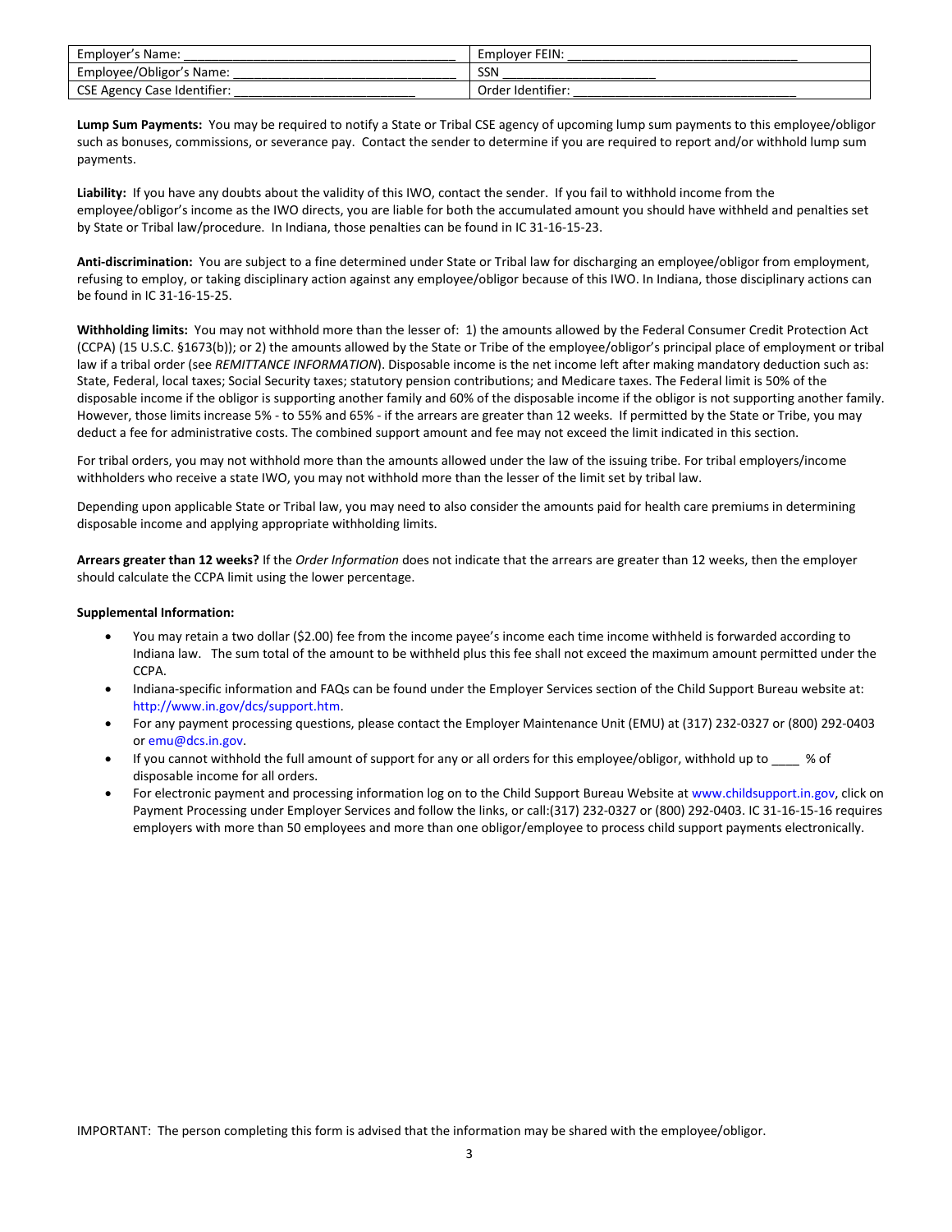| | |
|---|---|
| Employer's Name: ____________________________________ | Employer FEIN: _________________________________ |
| Employee/Obligor's Name: _______________________________ | SSN _____________________ |
| CSE Agency Case Identifier: _________________________ | Order Identifier: _______________________________ |

**Lump Sum Payments:** You may be required to notify a State or Tribal CSE agency of upcoming lump sum payments to this employee/obligor such as bonuses, commissions, or severance pay. Contact the sender to determine if you are required to report and/or withhold lump sum payments.

**Liability:** If you have any doubts about the validity of this IWO, contact the sender. If you fail to withhold income from the employee/obligor's income as the IWO directs, you are liable for both the accumulated amount you should have withheld and penalties set by State or Tribal law/procedure. In Indiana, those penalties can be found in IC 31-16-15-23.

**Anti-discrimination:** You are subject to a fine determined under State or Tribal law for discharging an employee/obligor from employment, refusing to employ, or taking disciplinary action against any employee/obligor because of this IWO. In Indiana, those disciplinary actions can be found in IC 31-16-15-25.

**Withholding limits:** You may not withhold more than the lesser of: 1) the amounts allowed by the Federal Consumer Credit Protection Act (CCPA) (15 U.S.C. §1673(b)); or 2) the amounts allowed by the State or Tribe of the employee/obligor's principal place of employment or tribal law if a tribal order (see *REMITTANCE INFORMATION*). Disposable income is the net income left after making mandatory deduction such as: State, Federal, local taxes; Social Security taxes; statutory pension contributions; and Medicare taxes. The Federal limit is 50% of the disposable income if the obligor is supporting another family and 60% of the disposable income if the obligor is not supporting another family. However, those limits increase 5% - to 55% and 65% - if the arrears are greater than 12 weeks. If permitted by the State or Tribe, you may deduct a fee for administrative costs. The combined support amount and fee may not exceed the limit indicated in this section.

For tribal orders, you may not withhold more than the amounts allowed under the law of the issuing tribe. For tribal employers/income withholders who receive a state IWO, you may not withhold more than the lesser of the limit set by tribal law.

Depending upon applicable State or Tribal law, you may need to also consider the amounts paid for health care premiums in determining disposable income and applying appropriate withholding limits.

**Arrears greater than 12 weeks?** If the *Order Information* does not indicate that the arrears are greater than 12 weeks, then the employer should calculate the CCPA limit using the lower percentage.

**Supplemental Information:**

- You may retain a two dollar ($2.00) fee from the income payee's income each time income withheld is forwarded according to Indiana law. The sum total of the amount to be withheld plus this fee shall not exceed the maximum amount permitted under the CCPA.
- Indiana-specific information and FAQs can be found under the Employer Services section of the Child Support Bureau website at: http://www.in.gov/dcs/support.htm.
- For any payment processing questions, please contact the Employer Maintenance Unit (EMU) at (317) 232-0327 or (800) 292-0403 or emu@dcs.in.gov.
- If you cannot withhold the full amount of support for any or all orders for this employee/obligor, withhold up to ____ % of disposable income for all orders.
- For electronic payment and processing information log on to the Child Support Bureau Website at www.childsupport.in.gov, click on Payment Processing under Employer Services and follow the links, or call:(317) 232-0327 or (800) 292-0403. IC 31-16-15-16 requires employers with more than 50 employees and more than one obligor/employee to process child support payments electronically.

IMPORTANT: The person completing this form is advised that the information may be shared with the employee/obligor.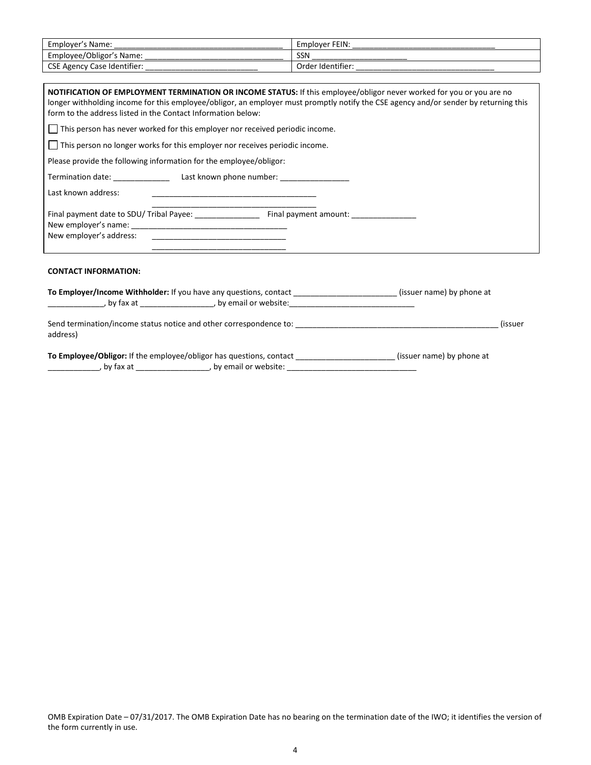| | |
|---|---|
| Employer's Name: ___________________________________ | Employer FEIN: ______________________________ |
| Employee/Obligor's Name: ______________________________ | SSN ____________________ |
| CSE Agency Case Identifier: ________________________ | Order Identifier: _____________________________ |

**NOTIFICATION OF EMPLOYMENT TERMINATION OR INCOME STATUS:** If this employee/obligor never worked for you or you are no longer withholding income for this employee/obligor, an employer must promptly notify the CSE agency and/or sender by returning this form to the address listed in the Contact Information below:

☐ This person has never worked for this employer nor received periodic income.

☐ This person no longer works for this employer nor receives periodic income.

Please provide the following information for the employee/obligor:

Termination date: ____________ Last known phone number: _______________

Last known address: ____________________________________
____________________________________

Final payment date to SDU/ Tribal Payee: ______________ Final payment amount: ______________

New employer's name: __________________________________

New employer's address: _____________________________
_____________________________

**CONTACT INFORMATION:**

**To Employer/Income Withholder:** If you have any questions, contact _______________________ (issuer name) by phone at ____________, by fax at ________________, by email or website:____________________________

Send termination/income status notice and other correspondence to: _____________________________________________ (issuer address)

**To Employee/Obligor:** If the employee/obligor has questions, contact ______________________ (issuer name) by phone at ___________, by fax at ________________, by email or website: _____________________________

OMB Expiration Date – 07/31/2017. The OMB Expiration Date has no bearing on the termination date of the IWO; it identifies the version of the form currently in use.